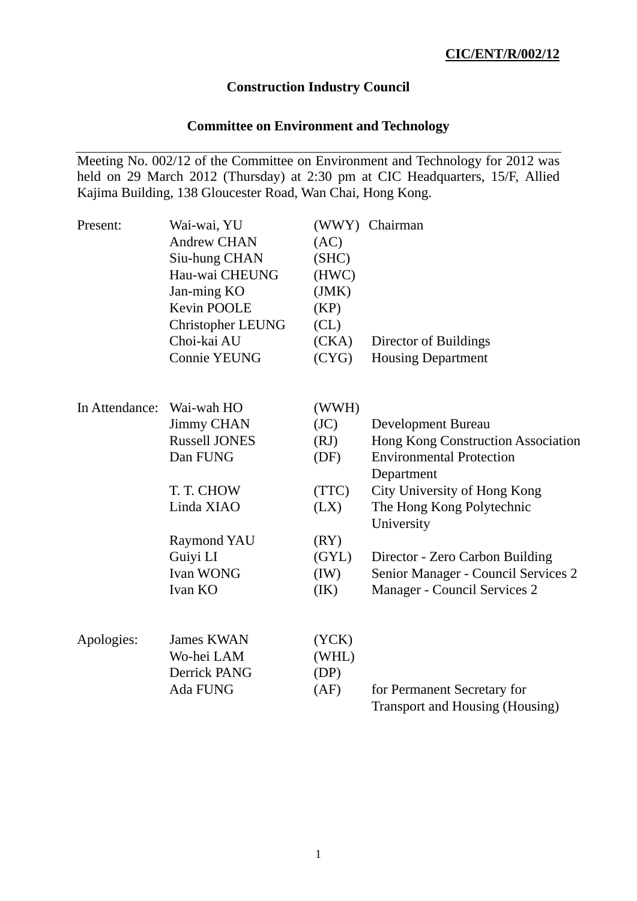**CIC/ENT/R/002/12**

# Construction Industry Council

## Committee on Environment and Technology

Meeting No. 002/12 of the Committee on Environment and Technology for 2012 was held on 29 March 2012 (Thursday) at 2:30 pm at CIC Headquarters, 15/F, Allied Kajima Building, 138 Gloucester Road, Wan Chai, Hong Kong.

| | | | |
|---|---|---|---|
| Present: | Wai-wai, YU | (WWY) | Chairman |
| | Andrew CHAN | (AC) | |
| | Siu-hung CHAN | (SHC) | |
| | Hau-wai CHEUNG | (HWC) | |
| | Jan-ming KO | (JMK) | |
| | Kevin POOLE | (KP) | |
| | Christopher LEUNG | (CL) | |
| | Choi-kai AU | (CKA) | Director of Buildings |
| | Connie YEUNG | (CYG) | Housing Department |
| | | | |
| In Attendance: | Wai-wah HO | (WWH) | |
| | Jimmy CHAN | (JC) | Development Bureau |
| | Russell JONES | (RJ) | Hong Kong Construction Association |
| | Dan FUNG | (DF) | Environmental Protection Department |
| | T. T. CHOW | (TTC) | City University of Hong Kong |
| | Linda XIAO | (LX) | The Hong Kong Polytechnic University |
| | Raymond YAU | (RY) | |
| | Guiyi LI | (GYL) | Director - Zero Carbon Building |
| | Ivan WONG | (IW) | Senior Manager - Council Services 2 |
| | Ivan KO | (IK) | Manager - Council Services 2 |
| | | | |
| Apologies: | James KWAN | (YCK) | |
| | Wo-hei LAM | (WHL) | |
| | Derrick PANG | (DP) | |
| | Ada FUNG | (AF) | for Permanent Secretary for Transport and Housing (Housing) |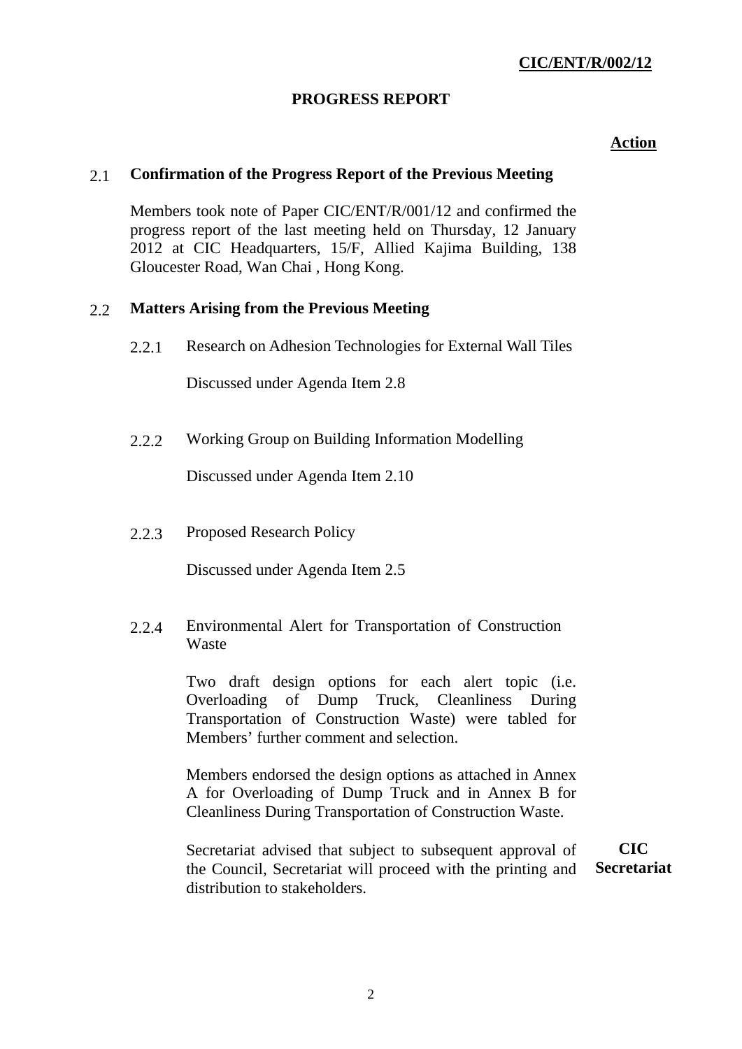**CIC/ENT/R/002/12**

# PROGRESS REPORT

**Action**

## 2.1 Confirmation of the Progress Report of the Previous Meeting

Members took note of Paper CIC/ENT/R/001/12 and confirmed the progress report of the last meeting held on Thursday, 12 January 2012 at CIC Headquarters, 15/F, Allied Kajima Building, 138 Gloucester Road, Wan Chai , Hong Kong.

## 2.2 Matters Arising from the Previous Meeting

2.2.1 Research on Adhesion Technologies for External Wall Tiles

Discussed under Agenda Item 2.8

2.2.2 Working Group on Building Information Modelling

Discussed under Agenda Item 2.10

2.2.3 Proposed Research Policy

Discussed under Agenda Item 2.5

2.2.4 Environmental Alert for Transportation of Construction Waste

Two draft design options for each alert topic (i.e. Overloading of Dump Truck, Cleanliness During Transportation of Construction Waste) were tabled for Members' further comment and selection.

Members endorsed the design options as attached in Annex A for Overloading of Dump Truck and in Annex B for Cleanliness During Transportation of Construction Waste.

Secretariat advised that subject to subsequent approval of the Council, Secretariat will proceed with the printing and distribution to stakeholders. — **CIC Secretariat**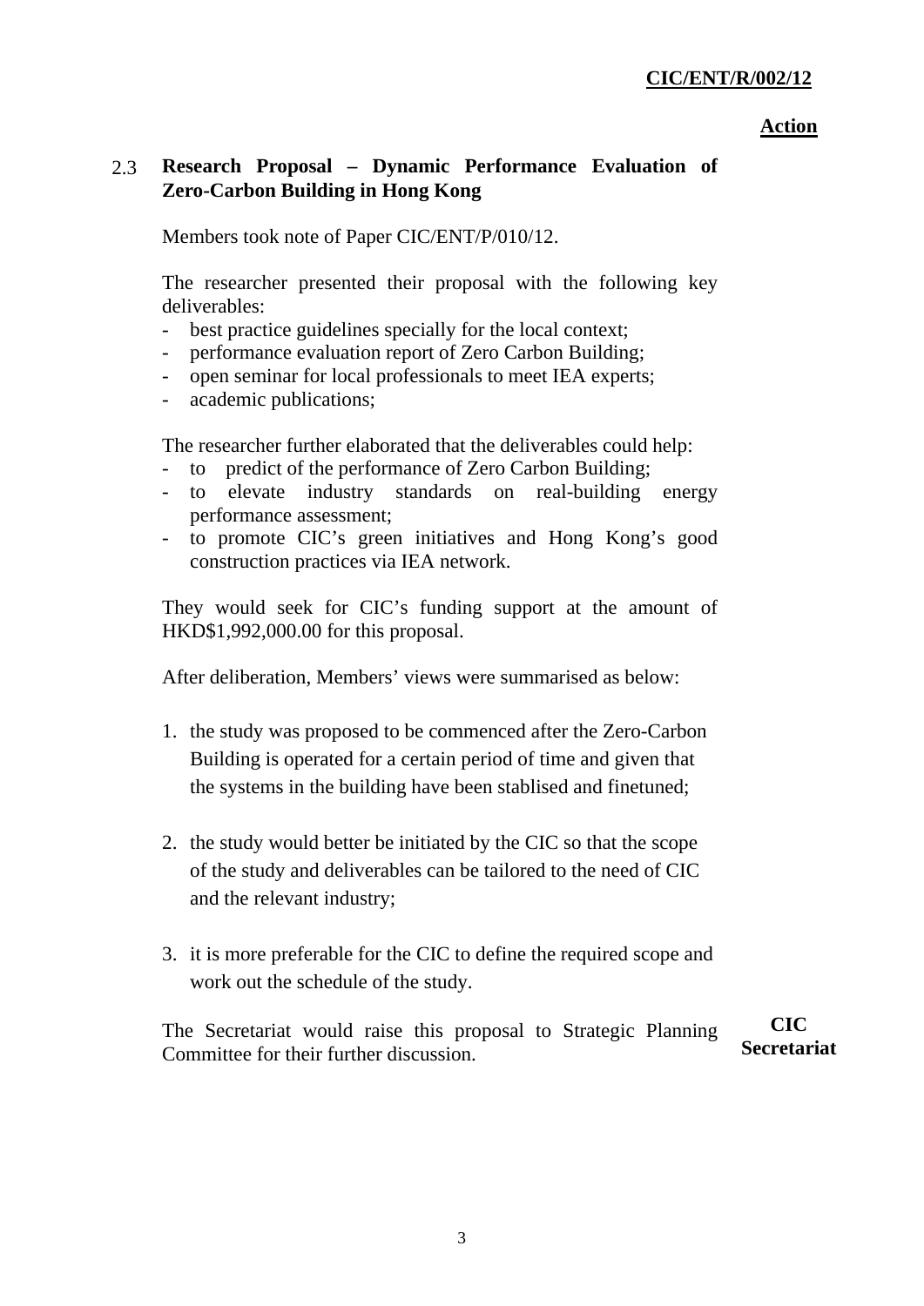**CIC/ENT/R/002/12**

**Action**

**2.3 Research Proposal – Dynamic Performance Evaluation of Zero-Carbon Building in Hong Kong**

Members took note of Paper CIC/ENT/P/010/12.

The researcher presented their proposal with the following key deliverables:

- best practice guidelines specially for the local context;
- performance evaluation report of Zero Carbon Building;
- open seminar for local professionals to meet IEA experts;
- academic publications;

The researcher further elaborated that the deliverables could help:

- to predict of the performance of Zero Carbon Building;
- to elevate industry standards on real-building energy performance assessment;
- to promote CIC's green initiatives and Hong Kong's good construction practices via IEA network.

They would seek for CIC's funding support at the amount of HKD$1,992,000.00 for this proposal.

After deliberation, Members' views were summarised as below:

1. the study was proposed to be commenced after the Zero-Carbon Building is operated for a certain period of time and given that the systems in the building have been stablised and finetuned;

2. the study would better be initiated by the CIC so that the scope of the study and deliverables can be tailored to the need of CIC and the relevant industry;

3. it is more preferable for the CIC to define the required scope and work out the schedule of the study.

The Secretariat would raise this proposal to Strategic Planning Committee for their further discussion. **CIC Secretariat**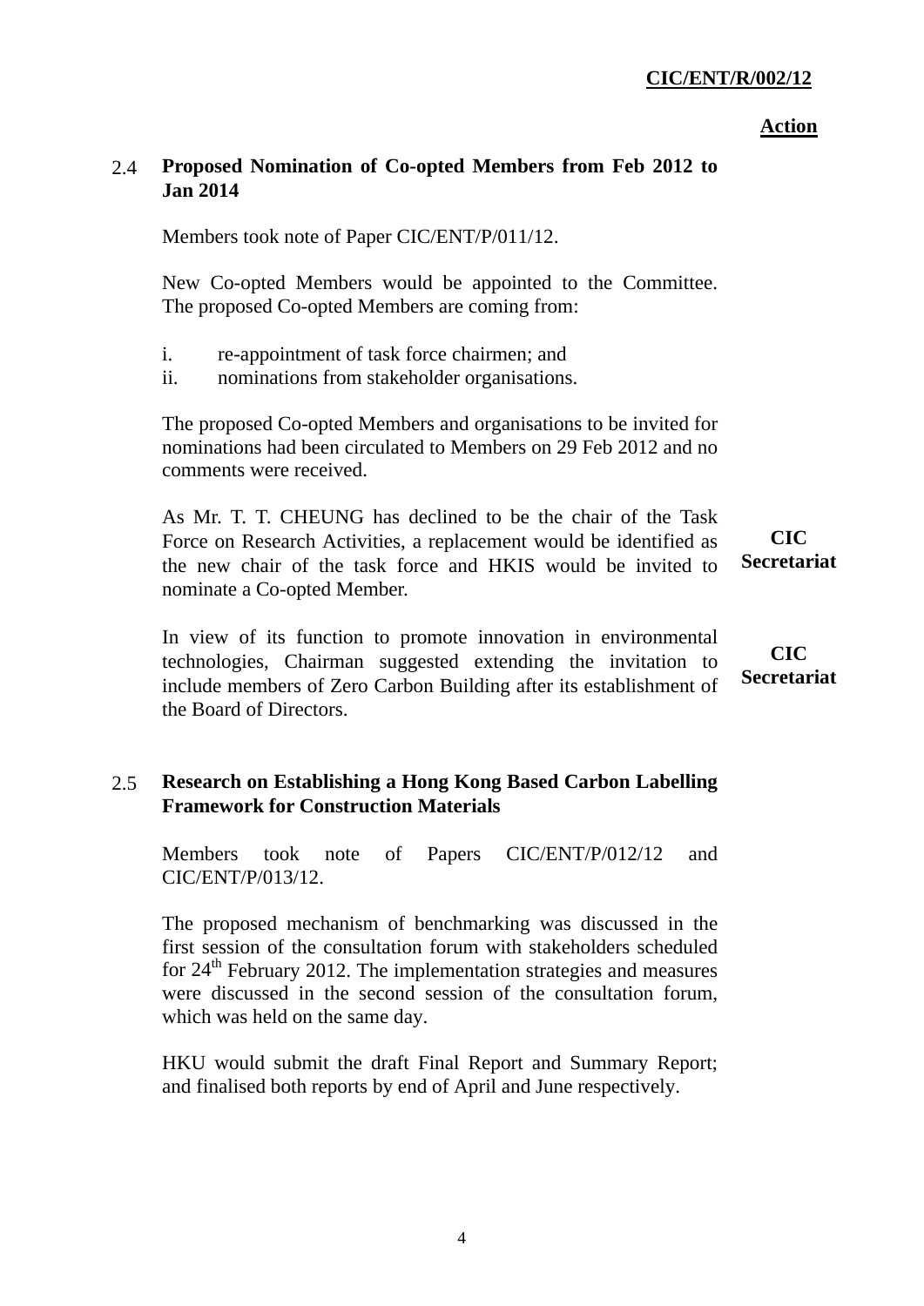**Action**

## 2.4 Proposed Nomination of Co-opted Members from Feb 2012 to Jan 2014

Members took note of Paper CIC/ENT/P/011/12.

New Co-opted Members would be appointed to the Committee. The proposed Co-opted Members are coming from:

i. re-appointment of task force chairmen; and
ii. nominations from stakeholder organisations.

The proposed Co-opted Members and organisations to be invited for nominations had been circulated to Members on 29 Feb 2012 and no comments were received.

As Mr. T. T. CHEUNG has declined to be the chair of the Task Force on Research Activities, a replacement would be identified as the new chair of the task force and HKIS would be invited to nominate a Co-opted Member. **CIC Secretariat**

In view of its function to promote innovation in environmental technologies, Chairman suggested extending the invitation to include members of Zero Carbon Building after its establishment of the Board of Directors. **CIC Secretariat**

## 2.5 Research on Establishing a Hong Kong Based Carbon Labelling Framework for Construction Materials

Members took note of Papers CIC/ENT/P/012/12 and CIC/ENT/P/013/12.

The proposed mechanism of benchmarking was discussed in the first session of the consultation forum with stakeholders scheduled for 24th February 2012. The implementation strategies and measures were discussed in the second session of the consultation forum, which was held on the same day.

HKU would submit the draft Final Report and Summary Report; and finalised both reports by end of April and June respectively.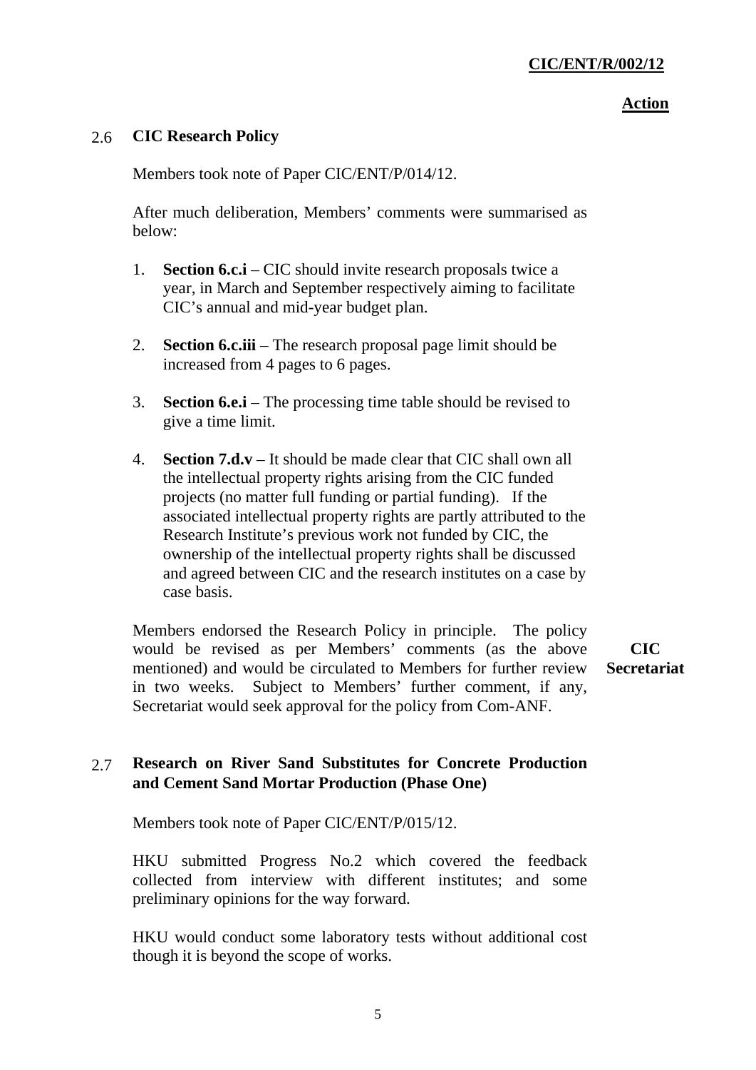**Action**

### 2.6 CIC Research Policy

Members took note of Paper CIC/ENT/P/014/12.

After much deliberation, Members' comments were summarised as below:

1. **Section 6.c.i** – CIC should invite research proposals twice a year, in March and September respectively aiming to facilitate CIC's annual and mid-year budget plan.

2. **Section 6.c.iii** – The research proposal page limit should be increased from 4 pages to 6 pages.

3. **Section 6.e.i** – The processing time table should be revised to give a time limit.

4. **Section 7.d.v** – It should be made clear that CIC shall own all the intellectual property rights arising from the CIC funded projects (no matter full funding or partial funding). If the associated intellectual property rights are partly attributed to the Research Institute's previous work not funded by CIC, the ownership of the intellectual property rights shall be discussed and agreed between CIC and the research institutes on a case by case basis.

Members endorsed the Research Policy in principle. The policy would be revised as per Members' comments (as the above mentioned) and would be circulated to Members for further review in two weeks. Subject to Members' further comment, if any, Secretariat would seek approval for the policy from Com-ANF. — **CIC Secretariat**

### 2.7 Research on River Sand Substitutes for Concrete Production and Cement Sand Mortar Production (Phase One)

Members took note of Paper CIC/ENT/P/015/12.

HKU submitted Progress No.2 which covered the feedback collected from interview with different institutes; and some preliminary opinions for the way forward.

HKU would conduct some laboratory tests without additional cost though it is beyond the scope of works.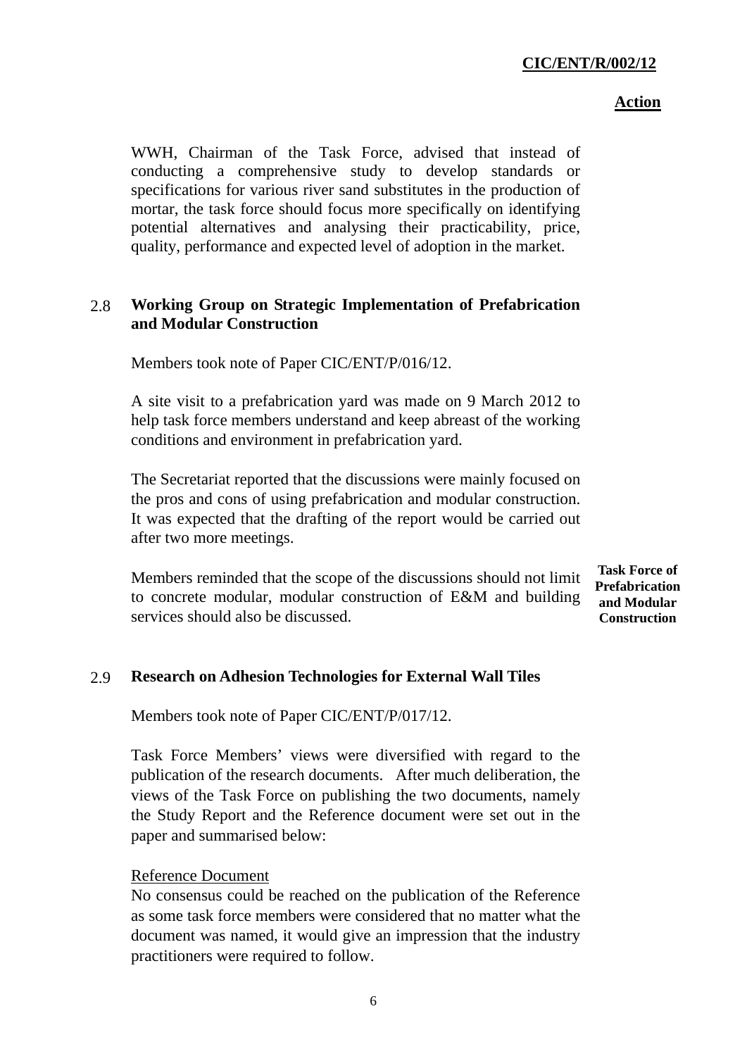**Action**

WWH, Chairman of the Task Force, advised that instead of conducting a comprehensive study to develop standards or specifications for various river sand substitutes in the production of mortar, the task force should focus more specifically on identifying potential alternatives and analysing their practicability, price, quality, performance and expected level of adoption in the market.

### 2.8 Working Group on Strategic Implementation of Prefabrication and Modular Construction

Members took note of Paper CIC/ENT/P/016/12.

A site visit to a prefabrication yard was made on 9 March 2012 to help task force members understand and keep abreast of the working conditions and environment in prefabrication yard.

The Secretariat reported that the discussions were mainly focused on the pros and cons of using prefabrication and modular construction. It was expected that the drafting of the report would be carried out after two more meetings.

Members reminded that the scope of the discussions should not limit to concrete modular, modular construction of E&M and building services should also be discussed.

**Task Force of Prefabrication and Modular Construction**

### 2.9 Research on Adhesion Technologies for External Wall Tiles

Members took note of Paper CIC/ENT/P/017/12.

Task Force Members' views were diversified with regard to the publication of the research documents. After much deliberation, the views of the Task Force on publishing the two documents, namely the Study Report and the Reference document were set out in the paper and summarised below:

Reference Document

No consensus could be reached on the publication of the Reference as some task force members were considered that no matter what the document was named, it would give an impression that the industry practitioners were required to follow.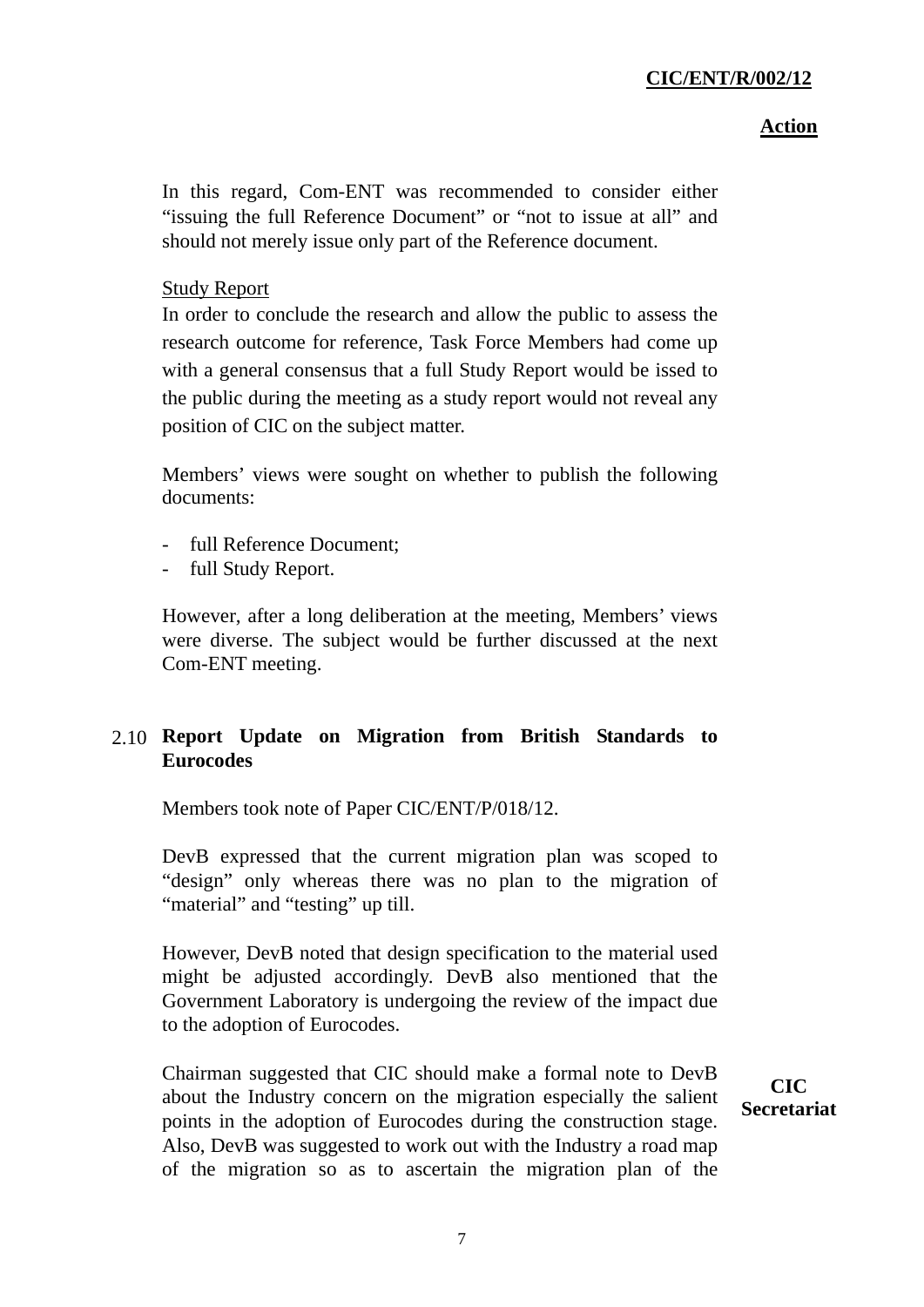**Action**

In this regard, Com-ENT was recommended to consider either "issuing the full Reference Document" or "not to issue at all" and should not merely issue only part of the Reference document.

Study Report

In order to conclude the research and allow the public to assess the research outcome for reference, Task Force Members had come up with a general consensus that a full Study Report would be issed to the public during the meeting as a study report would not reveal any position of CIC on the subject matter.

Members' views were sought on whether to publish the following documents:

- full Reference Document;
- full Study Report.

However, after a long deliberation at the meeting, Members' views were diverse. The subject would be further discussed at the next Com-ENT meeting.

## 2.10 Report Update on Migration from British Standards to Eurocodes

Members took note of Paper CIC/ENT/P/018/12.

DevB expressed that the current migration plan was scoped to "design" only whereas there was no plan to the migration of "material" and "testing" up till.

However, DevB noted that design specification to the material used might be adjusted accordingly. DevB also mentioned that the Government Laboratory is undergoing the review of the impact due to the adoption of Eurocodes.

Chairman suggested that CIC should make a formal note to DevB about the Industry concern on the migration especially the salient points in the adoption of Eurocodes during the construction stage. Also, DevB was suggested to work out with the Industry a road map of the migration so as to ascertain the migration plan of the

**CIC Secretariat**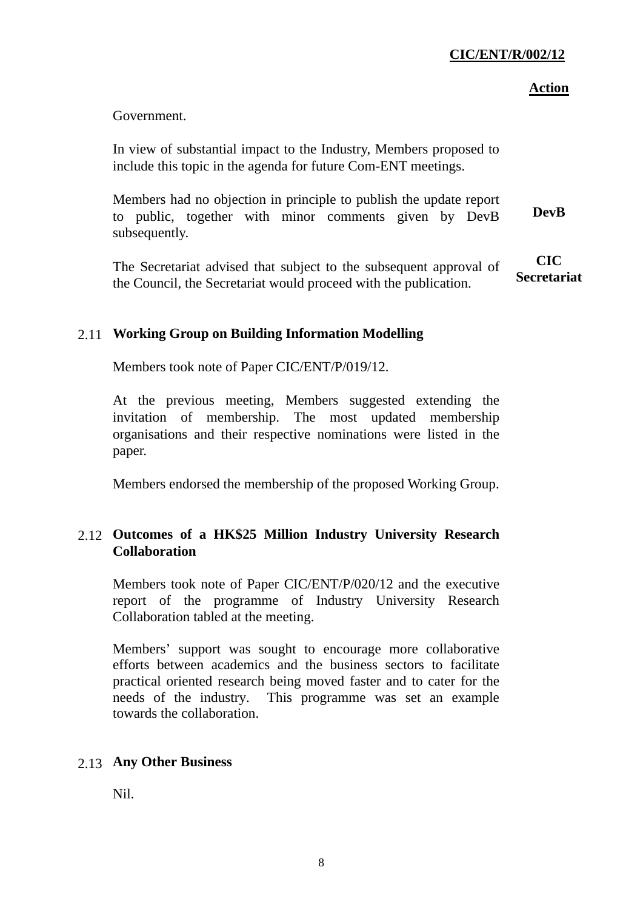**Action**

Government.

In view of substantial impact to the Industry, Members proposed to include this topic in the agenda for future Com-ENT meetings.

Members had no objection in principle to publish the update report to public, together with minor comments given by DevB subsequently. **DevB**

The Secretariat advised that subject to the subsequent approval of the Council, the Secretariat would proceed with the publication. **CIC Secretariat**

## 2.11 Working Group on Building Information Modelling

Members took note of Paper CIC/ENT/P/019/12.

At the previous meeting, Members suggested extending the invitation of membership. The most updated membership organisations and their respective nominations were listed in the paper.

Members endorsed the membership of the proposed Working Group.

## 2.12 Outcomes of a HK$25 Million Industry University Research Collaboration

Members took note of Paper CIC/ENT/P/020/12 and the executive report of the programme of Industry University Research Collaboration tabled at the meeting.

Members' support was sought to encourage more collaborative efforts between academics and the business sectors to facilitate practical oriented research being moved faster and to cater for the needs of the industry. This programme was set an example towards the collaboration.

## 2.13 Any Other Business

Nil.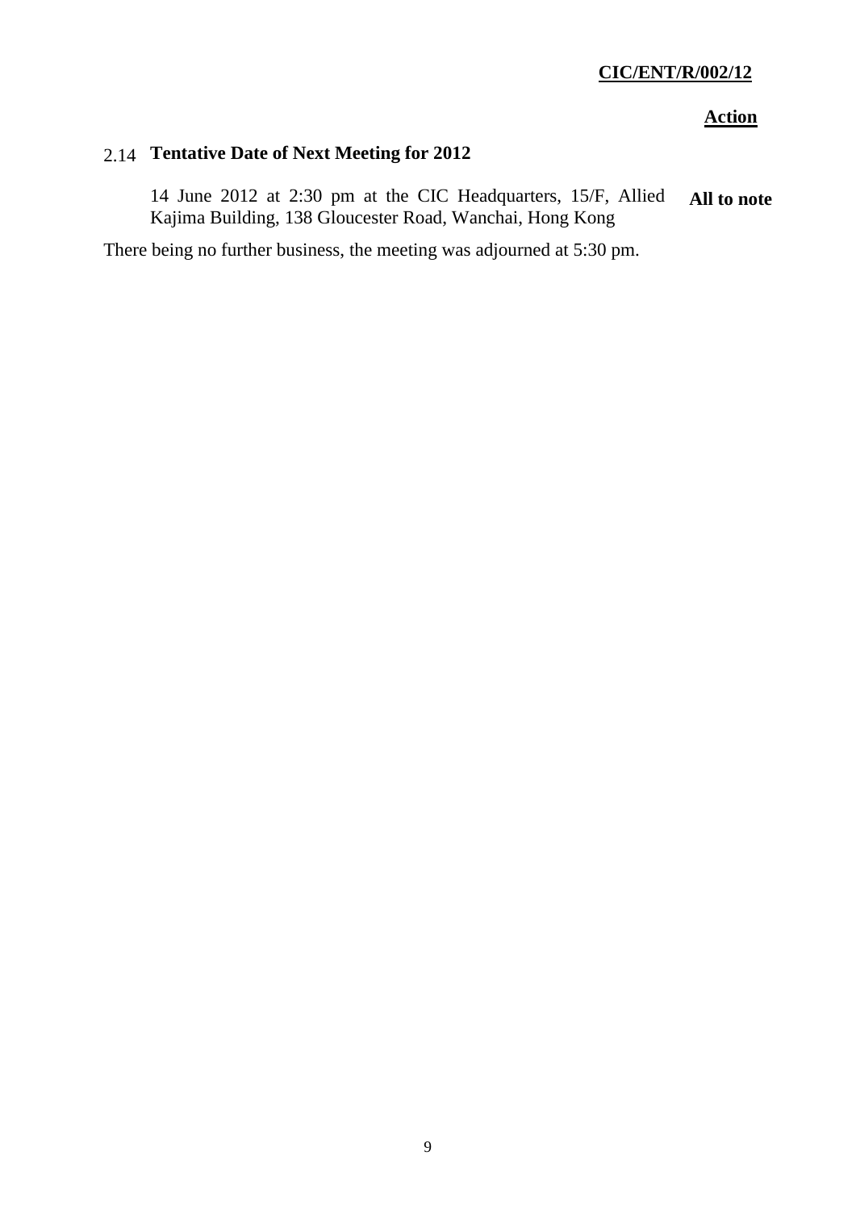**CIC/ENT/R/002/12**

**Action**

### 2.14 Tentative Date of Next Meeting for 2012

14 June 2012 at 2:30 pm at the CIC Headquarters, 15/F, Allied Kajima Building, 138 Gloucester Road, Wanchai, Hong Kong — **All to note**

There being no further business, the meeting was adjourned at 5:30 pm.